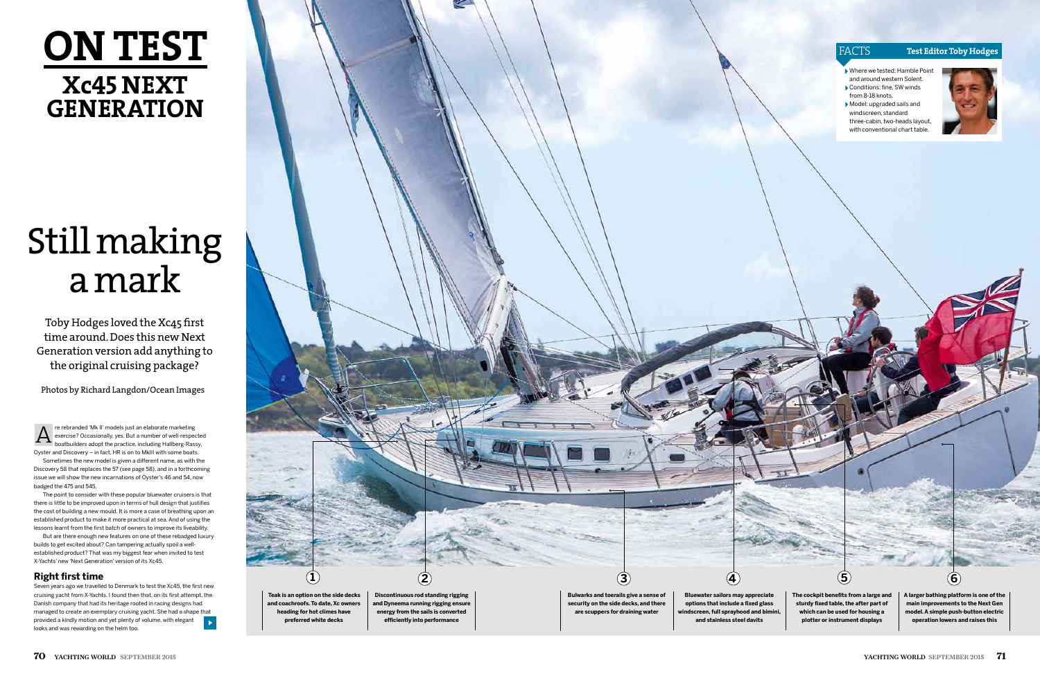# ON TEST

## Xc45 NEXT GENERATION

# Still making a mark

Toby Hodges loved the Xc45 first time around. Does this new Next Generation version add anything to the original cruising package?

Photos by Richard Langdon/Ocean Images

Are rebranded 'Mk II' models just an elaborate marketing exercise? Occasionally, yes. But a number of well-respected boatbuilders adopt the practice, including Hallberg-Rassy, Oyster and Discovery – in fact, HR is on to MkIII with some boats.

Sometimes the new model is given a different name, as with the Discovery 58 that replaces the 57 (see page 58), and in a forthcoming issue we will show the new incarnations of Oyster's 46 and 54, now badged the 475 and 545.

The point to consider with these popular bluewater cruisers is that there is little to be improved upon in terms of hull design that justifies the cost of building a new mould. It is more a case of breathing upon an established product to make it more practical at sea. And of using the lessons learnt from the first batch of owners to improve its liveability.

But are there enough new features on one of these rebadged luxury builds to get excited about? Can tampering actually spoil a well-established product? That was my biggest fear when invited to test X-Yachts' new 'Next Generation' version of its Xc45.

### Right first time

Seven years ago we travelled to Denmark to test the Xc45, the first new cruising yacht from X-Yachts. I found then that, on its first attempt, the Danish company that had its heritage rooted in racing designs had managed to create an exemplary cruising yacht. She had a shape that provided a kindly motion and yet plenty of volume, with elegant looks and was rewarding on the helm too.

### FACTS

**Test Editor Toby Hodges**

- Where we tested: Hamble Point and around western Solent.
- Conditions: fine, SW winds from 8-18 knots.
- Model: upgraded sails and windscreen, standard three-cabin, two-heads layout, with conventional chart table.

**1** Teak is an option on the side decks and coachroofs. To date, Xc owners heading for hot climes have preferred white decks

**2** Discontinuous rod standing rigging and Dyneema running rigging ensure energy from the sails is converted efficiently into performance

**3** Bulwarks and toerails give a sense of security on the side decks, and there are scuppers for draining water

**4** Bluewater sailors may appreciate options that include a fixed glass windscreen, full sprayhood and bimini, and stainless steel davits

**5** The cockpit benefits from a large and sturdy fixed table, the after part of which can be used for housing a plotter or instrument displays

**6** A larger bathing platform is one of the main improvements to the Next Gen model. A simple push-button electric operation lowers and raises this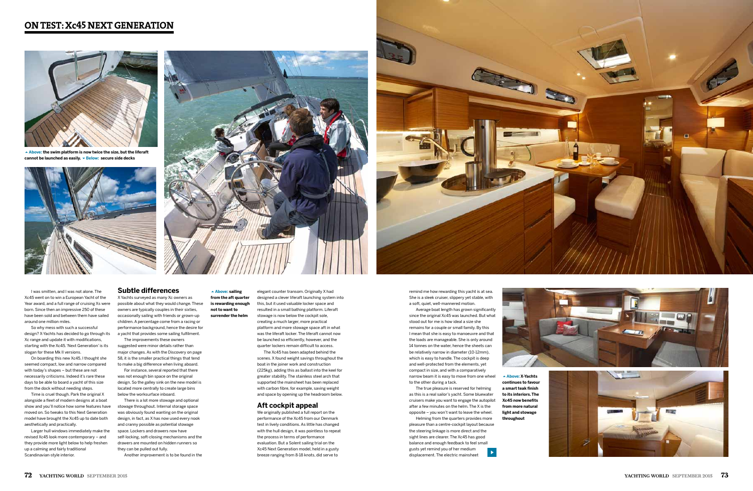## ON TEST: Xc45 NEXT GENERATION

▲ Above: the swim platform is now twice the size, but the liferaft cannot be launched as easily. ▼ Below: secure side decks

I was smitten, and I was not alone. The Xc45 went on to win a European Yacht of the Year award, and a full range of cruising Xs were born. Since then an impressive 250 of these have been sold and between them have sailed around one million miles.

So why mess with such a successful design? X-Yachts has decided to go through its Xc range and update it with modifications, starting with the Xc45. 'Next Generation' is its slogan for these Mk II versions.

On boarding this new Xc45, I thought she seemed compact, low and narrow compared with today's shapes – but these are not necessarily criticisms. Indeed it's rare these days to be able to board a yacht of this size from the dock without needing steps.

Time is cruel though. Park the original X alongside a fleet of modern designs at a boat show and you'll notice how some features have moved on. So tweaks to this Next Generation model have brought the Xc45 up to date both aesthetically and practically.

Larger hull windows immediately make the revised Xc45 look more contemporary – and they provide more light below to help freshen up a calming and fairly traditional Scandinavian-style interior.

### Subtle differences

X Yachts surveyed as many Xc owners as possible about what they would change. These owners are typically couples in their sixties, occasionally sailing with friends or grown-up children. A percentage come from a racing or performance background, hence the desire for a yacht that provides some sailing fulfilment.

The improvements these owners suggested were minor details rather than major changes. As with the Discovery on page 58, it is the smaller practical things that tend to make a big difference when living aboard.

For instance, several reported that there was not enough bin space on the original design. So the galley sink on the new model is located more centrally to create large bins below the worksurface inboard.

There is a lot more stowage and optional stowage throughout. Internal storage space was obviously found wanting on the original design, in fact, as X has now used every nook and cranny possible as potential stowage space. Lockers and drawers now have self-locking, soft-closing mechanisms and the drawers are mounted on hidden runners so they can be pulled out fully.

Another improvement is to be found in the elegant counter transom. Originally X had designed a clever liferaft launching system into this, but it used valuable locker space and resulted in a small bathing platform. Liferaft stowage is now below the cockpit sole, creating a much larger, more practical platform and more stowage space aft in what was the liferaft locker. The liferaft cannot now be launched so efficiently, however, and the quarter lockers remain difficult to access.

▲ Above: sailing from the aft quarter is rewarding enough not to want to surrender the helm

The Xc45 has been adapted behind the scenes. X found weight savings throughout the boat in the joiner work and construction (225kg), adding this as ballast into the keel for greater stability. The stainless steel arch that supported the mainsheet has been replaced with carbon fibre, for example, saving weight and space by opening up the headroom below.

### Aft cockpit appeal

We originally published a full report on the performance of the Xc45 from our Denmark test in lively conditions. As little has changed with the hull design, it was pointless to repeat the process in terms of performance evaluation. But a Solent sailing trial on the Xc45 Next Generation model, held in a gusty breeze ranging from 8-18 knots, did serve to remind me how rewarding this yacht is at sea. She is a sleek cruiser, slippery yet stable, with a soft, quiet, well-mannered motion.

Average boat length has grown significantly since the original Xc45 was launched. But what stood out for me is how ideal a size she remains for a couple or small family. By this I mean that she is easy to manoeuvre and that the loads are manageable. She is only around 14 tonnes on the water, hence the sheets can be relatively narrow in diameter (10-12mm), which is easy to handle. The cockpit is deep and well-protected from the elements, yet compact in size, and with a comparatively narrow beam it is easy to move from one wheel to the other during a tack.

The true pleasure is reserved for helming as this is a real sailor's yacht. Some bluewater cruisers make you want to engage the autopilot after a few minutes on the helm. The X is the opposite – you won't want to leave the wheel.

Helming from the quarters provides more pleasure than a centre-cockpit layout because the steering linkage is more direct and the sight lines are clearer. The Xc45 has good balance and enough feedback to feel small gusts yet remind you of her medium displacement. The electric mainsheet

▲ Above: X-Yachts continues to favour a smart teak finish to its interiors. The Xc45 now benefits from more natural light and stowage throughout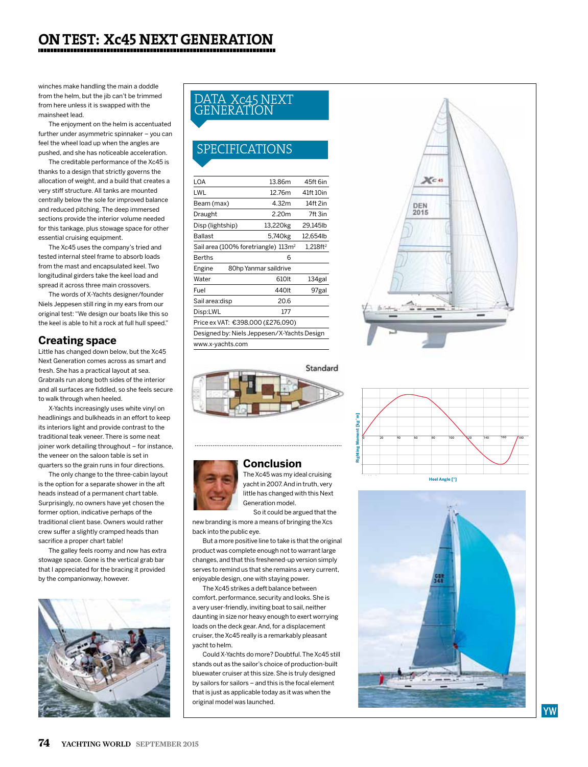winches make handling the main a doddle from the helm, but the jib can't be trimmed from here unless it is swapped with the mainsheet lead.

The enjoyment on the helm is accentuated further under asymmetric spinnaker – you can feel the wheel load up when the angles are pushed, and she has noticeable acceleration.

The creditable performance of the Xc45 is thanks to a design that strictly governs the allocation of weight, and a build that creates a very stiff structure. All tanks are mounted centrally below the sole for improved balance and reduced pitching. The deep immersed sections provide the interior volume needed for this tankage, plus stowage space for other essential cruising equipment.

The Xc45 uses the company's tried and tested internal steel frame to absorb loads from the mast and encapsulated keel. Two longitudinal girders take the keel load and spread it across three main crossovers.

The words of X-Yachts designer/founder Niels Jeppesen still ring in my ears from our original test: "We design our boats like this so the keel is able to hit a rock at full hull speed."

## Creating space

Little has changed down below, but the Xc45 Next Generation comes across as smart and fresh. She has a practical layout at sea. Grabrails run along both sides of the interior and all surfaces are fiddled, so she feels secure to walk through when heeled.

X-Yachts increasingly uses white vinyl on headlinings and bulkheads in an effort to keep its interiors light and provide contrast to the traditional teak veneer. There is some neat joiner work detailing throughout – for instance, the veneer on the saloon table is set in quarters so the grain runs in four directions.

The only change to the three-cabin layout is the option for a separate shower in the aft heads instead of a permanent chart table. Surprisingly, no owners have yet chosen the former option, indicative perhaps of the traditional client base. Owners would rather crew suffer a slightly cramped heads than sacrifice a proper chart table!

The galley feels roomy and now has extra stowage space. Gone is the vertical grab bar that I appreciated for the bracing it provided by the companionway, however.

## DATA Xc45 NEXT GENERATION

### SPECIFICATIONS

| | | |
|---|---|---|
| LOA | 13.86m | 45ft 6in |
| LWL | 12.76m | 41ft 10in |
| Beam (max) | 4.32m | 14ft 2in |
| Draught | 2.20m | 7ft 3in |
| Disp (lightship) | 13,220kg | 29,145lb |
| Ballast | 5,740kg | 12,654lb |
| Sail area (100% foretriangle) | 113m² | 1,218ft² |
| Berths | 6 | |
| Engine | 80hp Yanmar saildrive | |
| Water | 610lt | 134gal |
| Fuel | 440lt | 97gal |
| Sail area:disp | 20.6 | |
| Disp:LWL | 177 | |
| Price ex VAT: €398,000 (£276,090) | | |
| Designed by: Niels Jeppesen/X-Yachts Design | | |
| www.x-yachts.com | | |

Standard

Righting Moment [kg\*m]

0 20 40 60 80 100 120 140 160 180

Heel Angle [°]

## Conclusion

The Xc45 was my ideal cruising yacht in 2007. And in truth, very little has changed with this Next Generation model.

So it could be argued that the new branding is more a means of bringing the Xcs back into the public eye.

But a more positive line to take is that the original product was complete enough not to warrant large changes, and that this freshened-up version simply serves to remind us that she remains a very current, enjoyable design, one with staying power.

The Xc45 strikes a deft balance between comfort, performance, security and looks. She is a very user-friendly, inviting boat to sail, neither daunting in size nor heavy enough to exert worrying loads on the deck gear. And, for a displacement cruiser, the Xc45 really is a remarkably pleasant yacht to helm.

Could X-Yachts do more? Doubtful. The Xc45 still stands out as the sailor's choice of production-built bluewater cruiser at this size. She is truly designed by sailors for sailors – and this is the focal element that is just as applicable today as it was when the original model was launched.